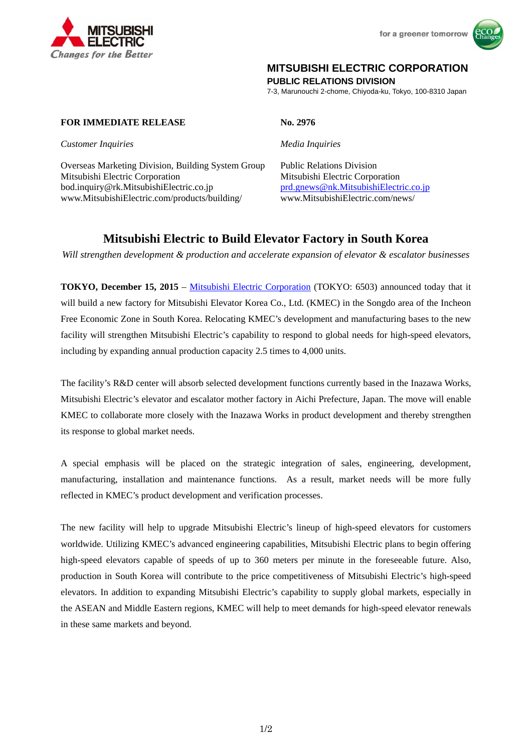**MITSUBISHI ELECTRIC CORPORATION**
**PUBLIC RELATIONS DIVISION**
7-3, Marunouchi 2-chome, Chiyoda-ku, Tokyo, 100-8310 Japan

**FOR IMMEDIATE RELEASE**

**No. 2976**

*Customer Inquiries*

Overseas Marketing Division, Building System Group
Mitsubishi Electric Corporation
bod.inquiry@rk.MitsubishiElectric.co.jp
www.MitsubishiElectric.com/products/building/

*Media Inquiries*

Public Relations Division
Mitsubishi Electric Corporation
prd.gnews@nk.MitsubishiElectric.co.jp
www.MitsubishiElectric.com/news/

# Mitsubishi Electric to Build Elevator Factory in South Korea

*Will strengthen development & production and accelerate expansion of elevator & escalator businesses*

**TOKYO, December 15, 2015** – Mitsubishi Electric Corporation (TOKYO: 6503) announced today that it will build a new factory for Mitsubishi Elevator Korea Co., Ltd. (KMEC) in the Songdo area of the Incheon Free Economic Zone in South Korea. Relocating KMEC's development and manufacturing bases to the new facility will strengthen Mitsubishi Electric's capability to respond to global needs for high-speed elevators, including by expanding annual production capacity 2.5 times to 4,000 units.

The facility's R&D center will absorb selected development functions currently based in the Inazawa Works, Mitsubishi Electric's elevator and escalator mother factory in Aichi Prefecture, Japan. The move will enable KMEC to collaborate more closely with the Inazawa Works in product development and thereby strengthen its response to global market needs.

A special emphasis will be placed on the strategic integration of sales, engineering, development, manufacturing, installation and maintenance functions. As a result, market needs will be more fully reflected in KMEC's product development and verification processes.

The new facility will help to upgrade Mitsubishi Electric's lineup of high-speed elevators for customers worldwide. Utilizing KMEC's advanced engineering capabilities, Mitsubishi Electric plans to begin offering high-speed elevators capable of speeds of up to 360 meters per minute in the foreseeable future. Also, production in South Korea will contribute to the price competitiveness of Mitsubishi Electric's high-speed elevators. In addition to expanding Mitsubishi Electric's capability to supply global markets, especially in the ASEAN and Middle Eastern regions, KMEC will help to meet demands for high-speed elevator renewals in these same markets and beyond.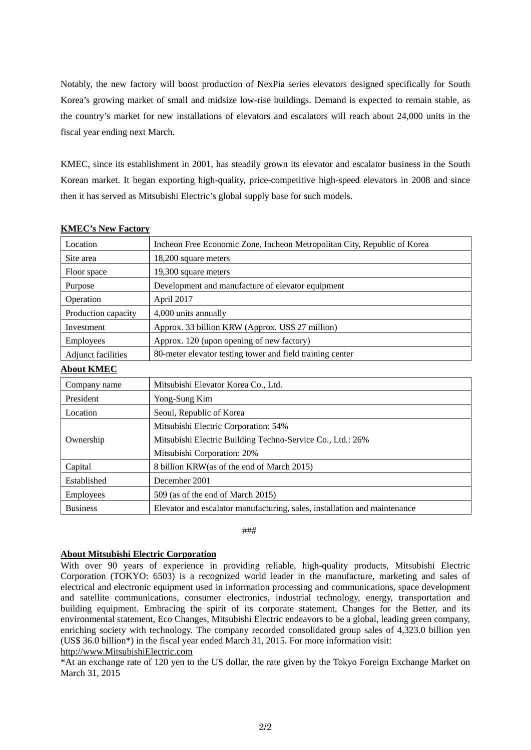Notably, the new factory will boost production of NexPia series elevators designed specifically for South Korea's growing market of small and midsize low-rise buildings. Demand is expected to remain stable, as the country's market for new installations of elevators and escalators will reach about 24,000 units in the fiscal year ending next March.

KMEC, since its establishment in 2001, has steadily grown its elevator and escalator business in the South Korean market. It began exporting high-quality, price-competitive high-speed elevators in 2008 and since then it has served as Mitsubishi Electric's global supply base for such models.

**KMEC's New Factory**

| | |
|---|---|
| Location | Incheon Free Economic Zone, Incheon Metropolitan City, Republic of Korea |
| Site area | 18,200 square meters |
| Floor space | 19,300 square meters |
| Purpose | Development and manufacture of elevator equipment |
| Operation | April 2017 |
| Production capacity | 4,000 units annually |
| Investment | Approx. 33 billion KRW (Approx. US$ 27 million) |
| Employees | Approx. 120 (upon opening of new factory) |
| Adjunct facilities | 80-meter elevator testing tower and field training center |

**About KMEC**

| | |
|---|---|
| Company name | Mitsubishi Elevator Korea Co., Ltd. |
| President | Yong-Sung Kim |
| Location | Seoul, Republic of Korea |
| Ownership | Mitsubishi Electric Corporation: 54%<br>Mitsubishi Electric Building Techno-Service Co., Ltd.: 26%<br>Mitsubishi Corporation: 20% |
| Capital | 8 billion KRW(as of the end of March 2015) |
| Established | December 2001 |
| Employees | 509 (as of the end of March 2015) |
| Business | Elevator and escalator manufacturing, sales, installation and maintenance |

###

**About Mitsubishi Electric Corporation**

With over 90 years of experience in providing reliable, high-quality products, Mitsubishi Electric Corporation (TOKYO: 6503) is a recognized world leader in the manufacture, marketing and sales of electrical and electronic equipment used in information processing and communications, space development and satellite communications, consumer electronics, industrial technology, energy, transportation and building equipment. Embracing the spirit of its corporate statement, Changes for the Better, and its environmental statement, Eco Changes, Mitsubishi Electric endeavors to be a global, leading green company, enriching society with technology. The company recorded consolidated group sales of 4,323.0 billion yen (US$ 36.0 billion*) in the fiscal year ended March 31, 2015. For more information visit:
http://www.MitsubishiElectric.com

*At an exchange rate of 120 yen to the US dollar, the rate given by the Tokyo Foreign Exchange Market on March 31, 2015